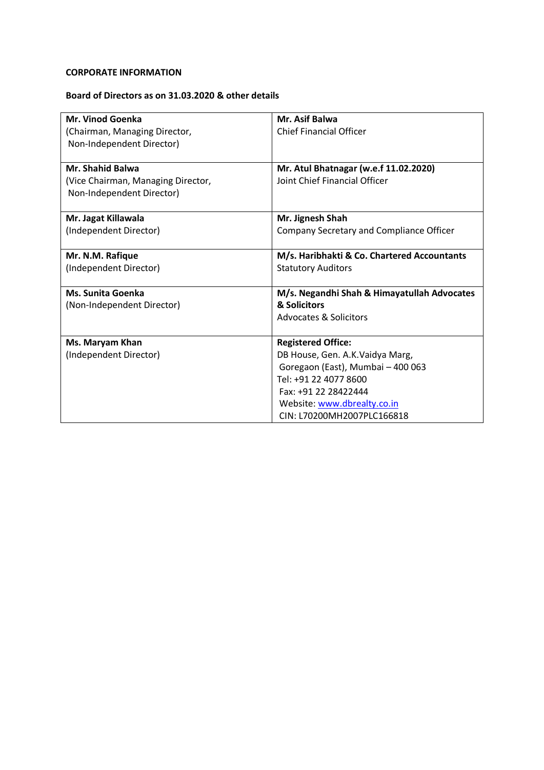**CORPORATE INFORMATION**

**Board of Directors as on 31.03.2020 & other details**

| | |
|---|---|
| **Mr. Vinod Goenka**<br>(Chairman, Managing Director, Non-Independent Director) | **Mr. Asif Balwa**<br>Chief Financial Officer |
| **Mr. Shahid Balwa**<br>(Vice Chairman, Managing Director, Non-Independent Director) | **Mr. Atul Bhatnagar (w.e.f 11.02.2020)**<br>Joint Chief Financial Officer |
| **Mr. Jagat Killawala**<br>(Independent Director) | **Mr. Jignesh Shah**<br>Company Secretary and Compliance Officer |
| **Mr. N.M. Rafique**<br>(Independent Director) | **M/s. Haribhakti & Co. Chartered Accountants**<br>Statutory Auditors |
| **Ms. Sunita Goenka**<br>(Non-Independent Director) | **M/s. Negandhi Shah & Himayatullah Advocates & Solicitors**<br>Advocates & Solicitors |
| **Ms. Maryam Khan**<br>(Independent Director) | **Registered Office:**<br>DB House, Gen. A.K.Vaidya Marg, Goregaon (East), Mumbai – 400 063<br>Tel: +91 22 4077 8600<br>Fax: +91 22 28422444<br>Website: www.dbrealty.co.in<br>CIN: L70200MH2007PLC166818 |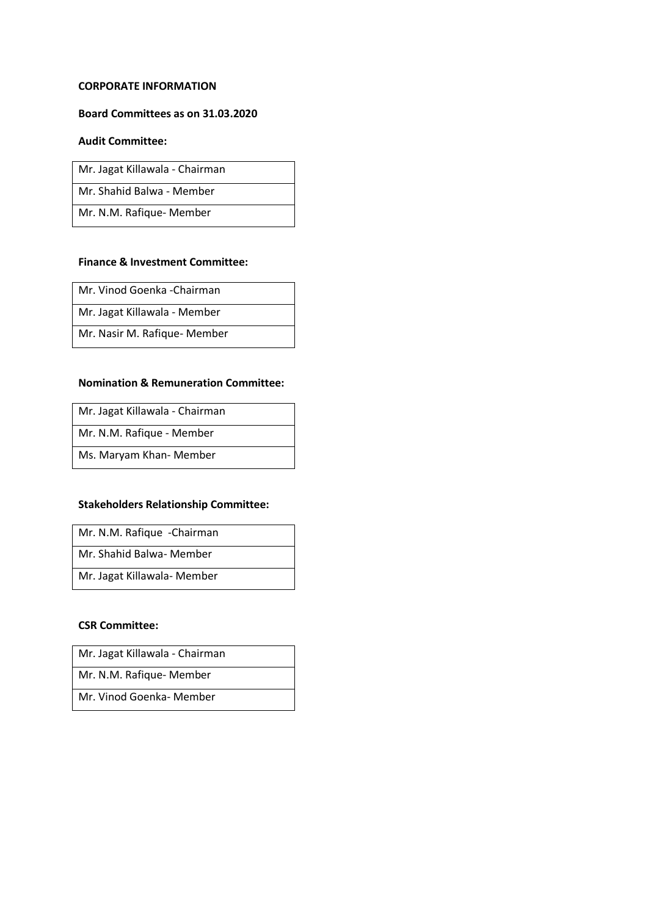**CORPORATE INFORMATION**

**Board Committees as on 31.03.2020**

**Audit Committee:**

| |
|---|
| Mr. Jagat Killawala - Chairman |
| Mr. Shahid Balwa - Member |
| Mr. N.M. Rafique- Member |

**Finance & Investment Committee:**

| |
|---|
| Mr. Vinod Goenka -Chairman |
| Mr. Jagat Killawala - Member |
| Mr. Nasir M. Rafique- Member |

**Nomination & Remuneration Committee:**

| |
|---|
| Mr. Jagat Killawala - Chairman |
| Mr. N.M. Rafique - Member |
| Ms. Maryam Khan- Member |

**Stakeholders Relationship Committee:**

| |
|---|
| Mr. N.M. Rafique -Chairman |
| Mr. Shahid Balwa- Member |
| Mr. Jagat Killawala- Member |

**CSR Committee:**

| |
|---|
| Mr. Jagat Killawala - Chairman |
| Mr. N.M. Rafique- Member |
| Mr. Vinod Goenka- Member |